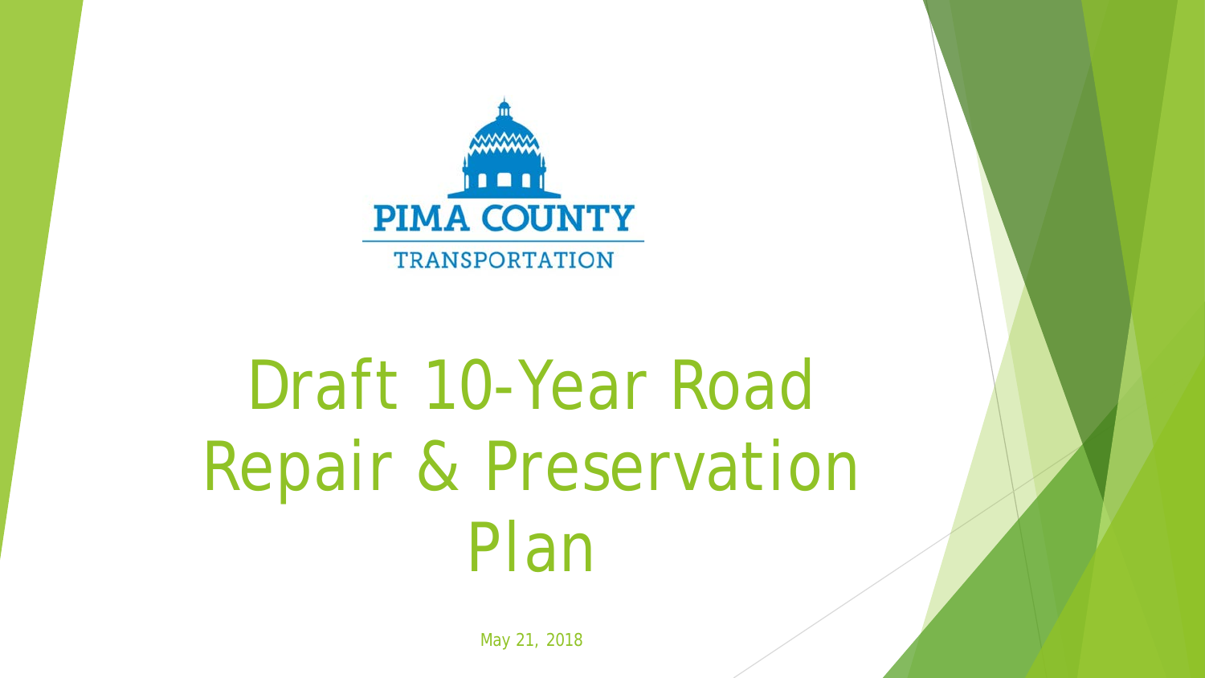PIMA COUNTY

TRANSPORTATION

# Draft 10-Year Road Repair & Preservation Plan

May 21, 2018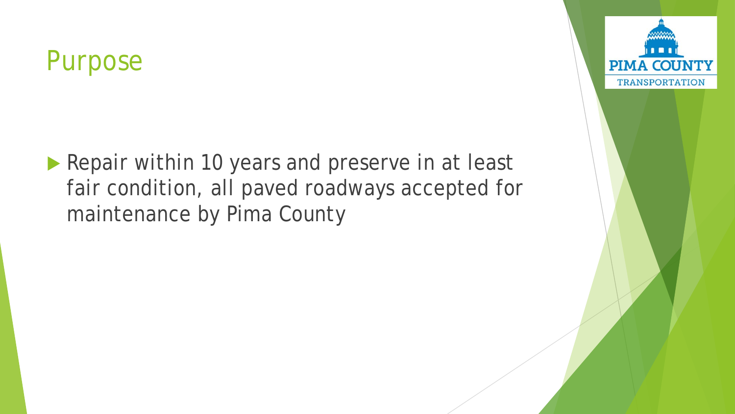# Purpose

- Repair within 10 years and preserve in at least fair condition, all paved roadways accepted for maintenance by Pima County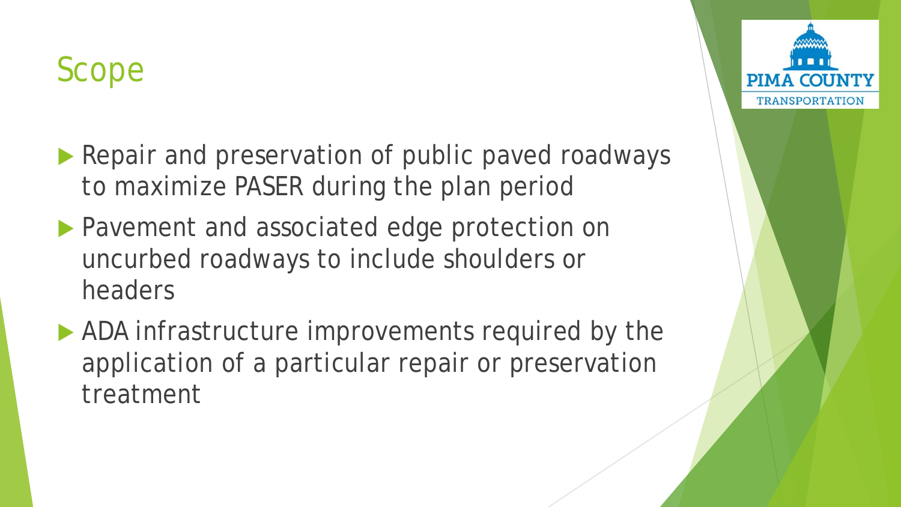# Scope

- Repair and preservation of public paved roadways to maximize PASER during the plan period
- Pavement and associated edge protection on uncurbed roadways to include shoulders or headers
- ADA infrastructure improvements required by the application of a particular repair or preservation treatment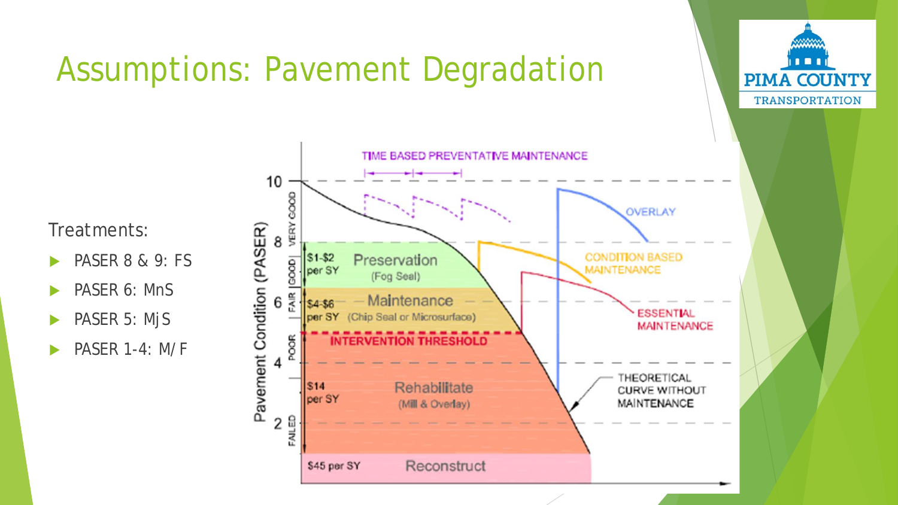# Assumptions: Pavement Degradation

Treatments:

- PASER 8 & 9: FS
- PASER 6: MnS
- PASER 5: MjS
- PASER 1-4: M/F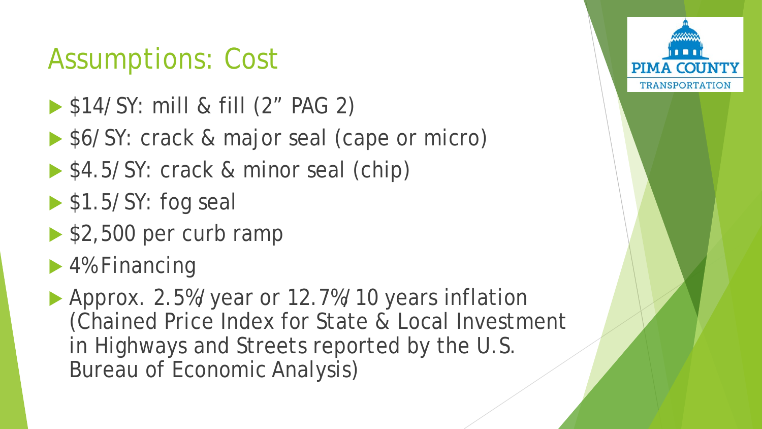# Assumptions: Cost

- $14/SY: mill & fill (2" PAG 2)
- $6/SY: crack & major seal (cape or micro)
- $4.5/SY: crack & minor seal (chip)
- $1.5/SY: fog seal
- $2,500 per curb ramp
- 4% Financing
- Approx. 2.5%/year or 12.7%/10 years inflation (Chained Price Index for State & Local Investment in Highways and Streets reported by the U.S. Bureau of Economic Analysis)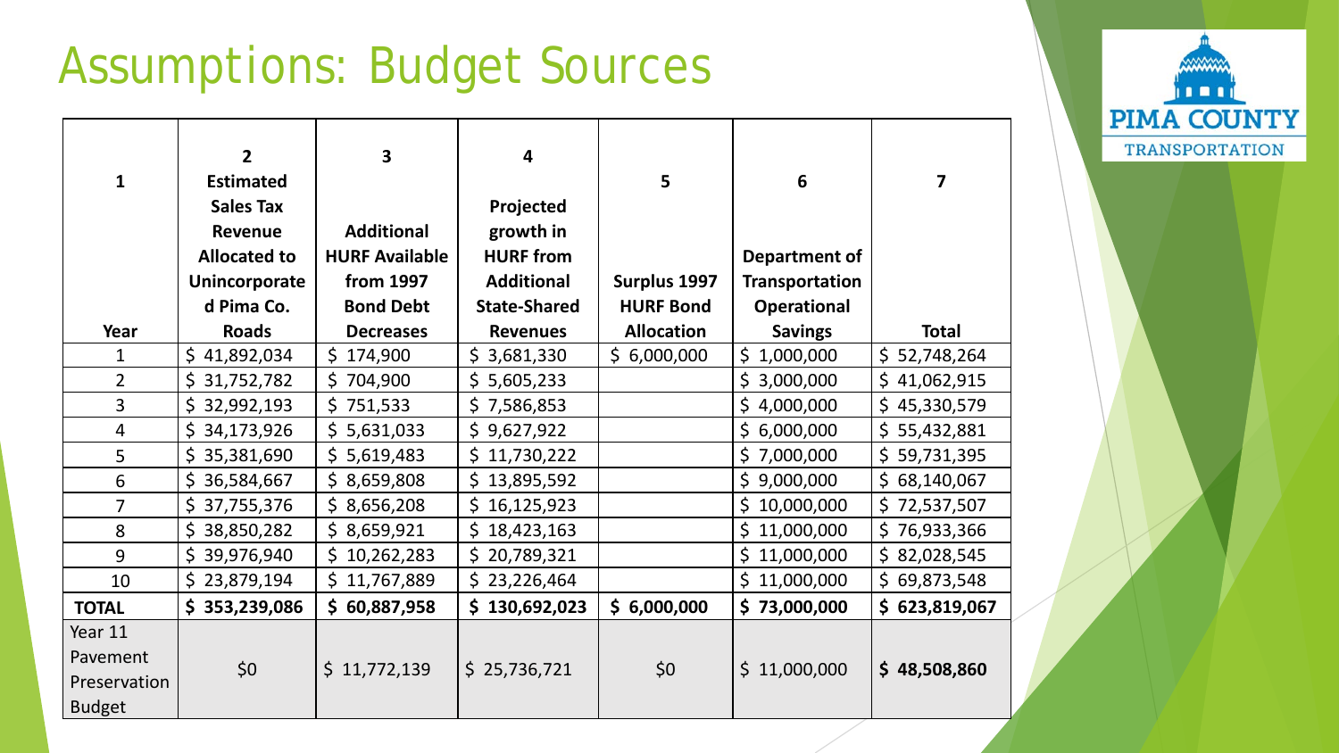# Assumptions: Budget Sources

| 1<br>Year | 2<br>Estimated Sales Tax Revenue Allocated to Unincorporated Pima Co. Roads | 3<br>Additional HURF Available from 1997 Bond Debt Decreases | 4<br>Projected growth in HURF from Additional State-Shared Revenues | 5<br>Surplus 1997 HURF Bond Allocation | 6<br>Department of Transportation Operational Savings | 7<br>Total |
|---|---|---|---|---|---|---|
| 1 | $ 41,892,034 | $ 174,900 | $ 3,681,330 | $ 6,000,000 | $ 1,000,000 | $ 52,748,264 |
| 2 | $ 31,752,782 | $ 704,900 | $ 5,605,233 | | $ 3,000,000 | $ 41,062,915 |
| 3 | $ 32,992,193 | $ 751,533 | $ 7,586,853 | | $ 4,000,000 | $ 45,330,579 |
| 4 | $ 34,173,926 | $ 5,631,033 | $ 9,627,922 | | $ 6,000,000 | $ 55,432,881 |
| 5 | $ 35,381,690 | $ 5,619,483 | $ 11,730,222 | | $ 7,000,000 | $ 59,731,395 |
| 6 | $ 36,584,667 | $ 8,659,808 | $ 13,895,592 | | $ 9,000,000 | $ 68,140,067 |
| 7 | $ 37,755,376 | $ 8,656,208 | $ 16,125,923 | | $ 10,000,000 | $ 72,537,507 |
| 8 | $ 38,850,282 | $ 8,659,921 | $ 18,423,163 | | $ 11,000,000 | $ 76,933,366 |
| 9 | $ 39,976,940 | $ 10,262,283 | $ 20,789,321 | | $ 11,000,000 | $ 82,028,545 |
| 10 | $ 23,879,194 | $ 11,767,889 | $ 23,226,464 | | $ 11,000,000 | $ 69,873,548 |
| **TOTAL** | **$ 353,239,086** | **$ 60,887,958** | **$ 130,692,023** | **$ 6,000,000** | **$ 73,000,000** | **$ 623,819,067** |
| Year 11 Pavement Preservation Budget | $0 | $ 11,772,139 | $ 25,736,721 | $0 | $ 11,000,000 | **$ 48,508,860** |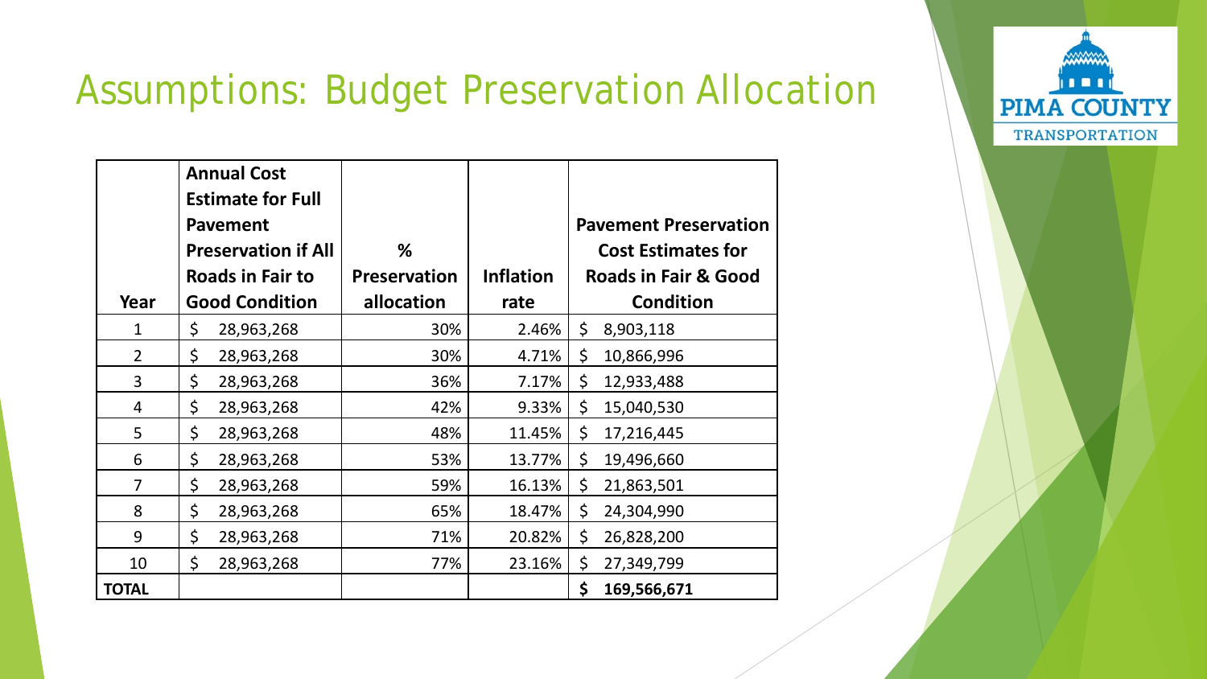# Assumptions: Budget Preservation Allocation

| Year | Annual Cost Estimate for Full Pavement Preservation if All Roads in Fair to Good Condition | % Preservation allocation | Inflation rate | Pavement Preservation Cost Estimates for Roads in Fair & Good Condition |
|---|---|---|---|---|
| 1 | $ 28,963,268 | 30% | 2.46% | $ 8,903,118 |
| 2 | $ 28,963,268 | 30% | 4.71% | $ 10,866,996 |
| 3 | $ 28,963,268 | 36% | 7.17% | $ 12,933,488 |
| 4 | $ 28,963,268 | 42% | 9.33% | $ 15,040,530 |
| 5 | $ 28,963,268 | 48% | 11.45% | $ 17,216,445 |
| 6 | $ 28,963,268 | 53% | 13.77% | $ 19,496,660 |
| 7 | $ 28,963,268 | 59% | 16.13% | $ 21,863,501 |
| 8 | $ 28,963,268 | 65% | 18.47% | $ 24,304,990 |
| 9 | $ 28,963,268 | 71% | 20.82% | $ 26,828,200 |
| 10 | $ 28,963,268 | 77% | 23.16% | $ 27,349,799 |
| **TOTAL** | | | | **$ 169,566,671** |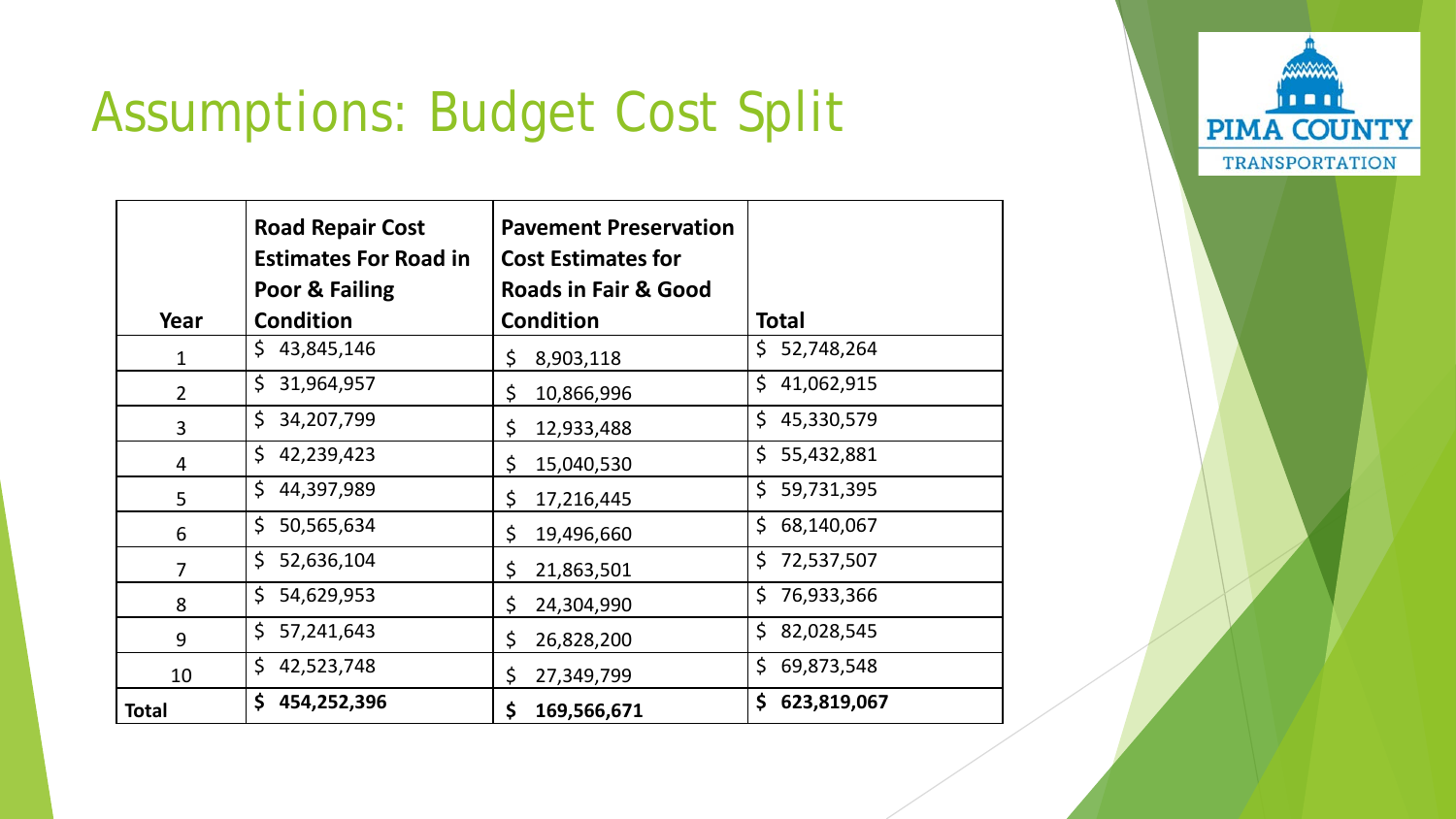# Assumptions: Budget Cost Split

| Year | Road Repair Cost Estimates For Road in Poor & Failing Condition | Pavement Preservation Cost Estimates for Roads in Fair & Good Condition | Total |
|---|---|---|---|
| 1 | $ 43,845,146 | $ 8,903,118 | $ 52,748,264 |
| 2 | $ 31,964,957 | $ 10,866,996 | $ 41,062,915 |
| 3 | $ 34,207,799 | $ 12,933,488 | $ 45,330,579 |
| 4 | $ 42,239,423 | $ 15,040,530 | $ 55,432,881 |
| 5 | $ 44,397,989 | $ 17,216,445 | $ 59,731,395 |
| 6 | $ 50,565,634 | $ 19,496,660 | $ 68,140,067 |
| 7 | $ 52,636,104 | $ 21,863,501 | $ 72,537,507 |
| 8 | $ 54,629,953 | $ 24,304,990 | $ 76,933,366 |
| 9 | $ 57,241,643 | $ 26,828,200 | $ 82,028,545 |
| 10 | $ 42,523,748 | $ 27,349,799 | $ 69,873,548 |
| **Total** | **$ 454,252,396** | **$ 169,566,671** | **$ 623,819,067** |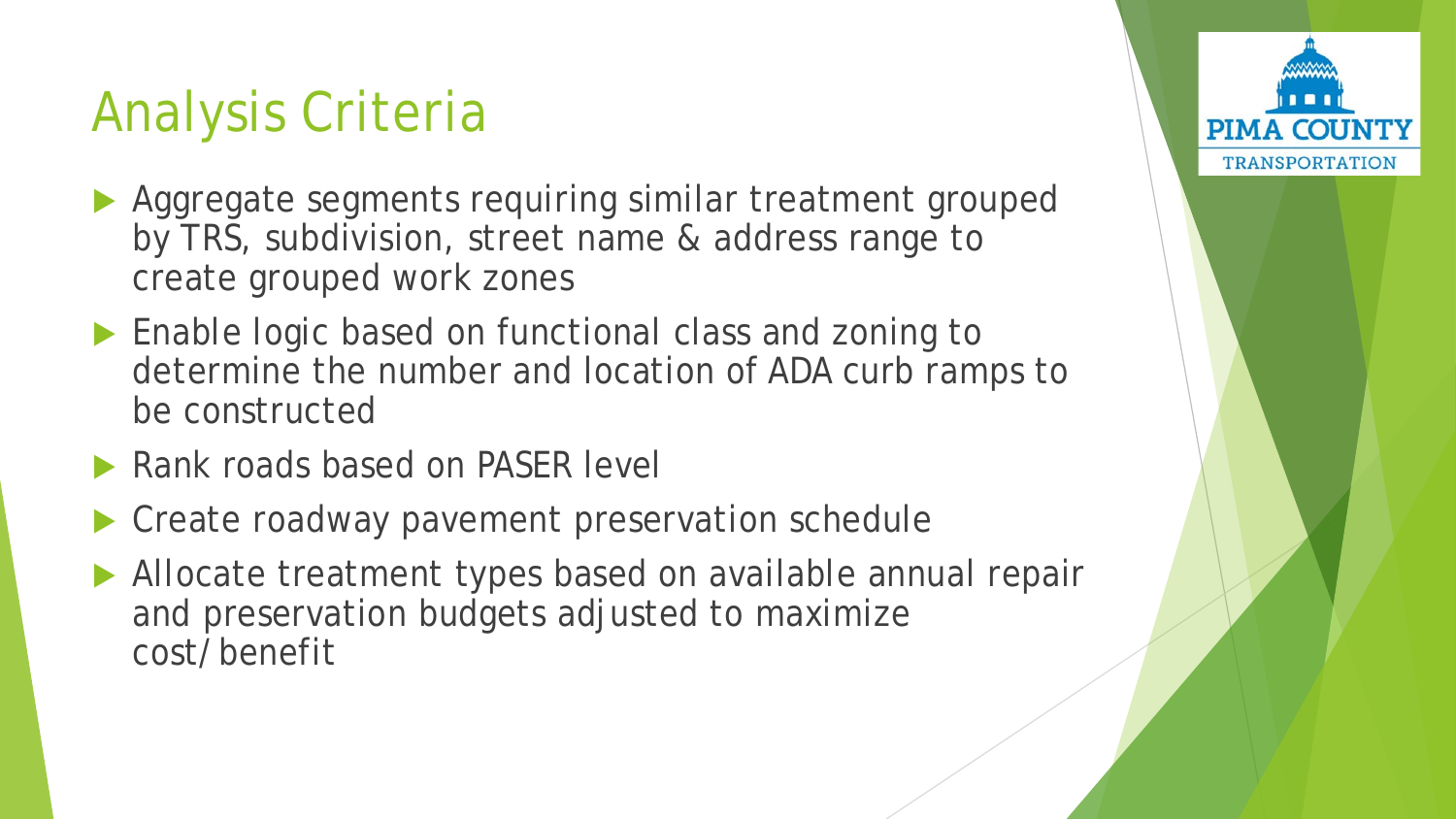# Analysis Criteria

- Aggregate segments requiring similar treatment grouped by TRS, subdivision, street name & address range to create grouped work zones
- Enable logic based on functional class and zoning to determine the number and location of ADA curb ramps to be constructed
- Rank roads based on PASER level
- Create roadway pavement preservation schedule
- Allocate treatment types based on available annual repair and preservation budgets adjusted to maximize cost/benefit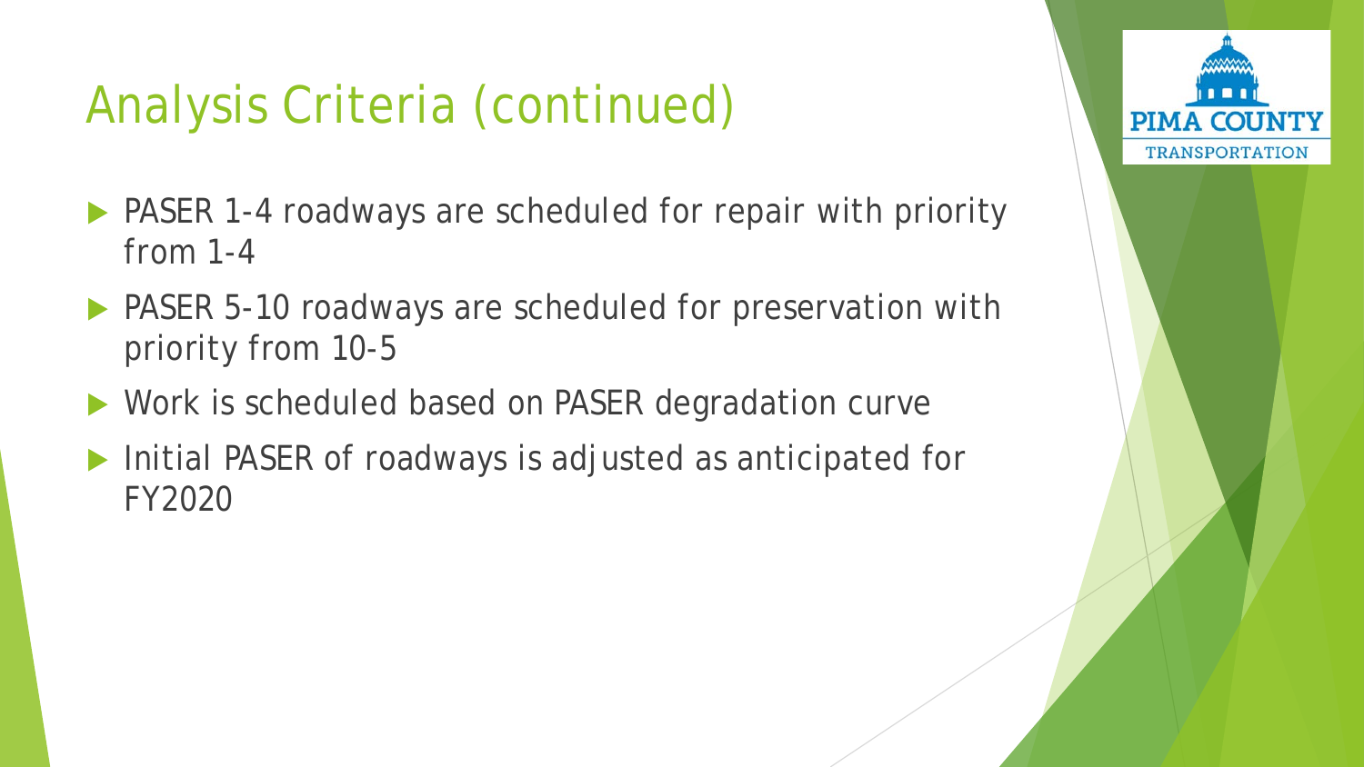# Analysis Criteria (continued)

- PASER 1-4 roadways are scheduled for repair with priority from 1-4
- PASER 5-10 roadways are scheduled for preservation with priority from 10-5
- Work is scheduled based on PASER degradation curve
- Initial PASER of roadways is adjusted as anticipated for FY2020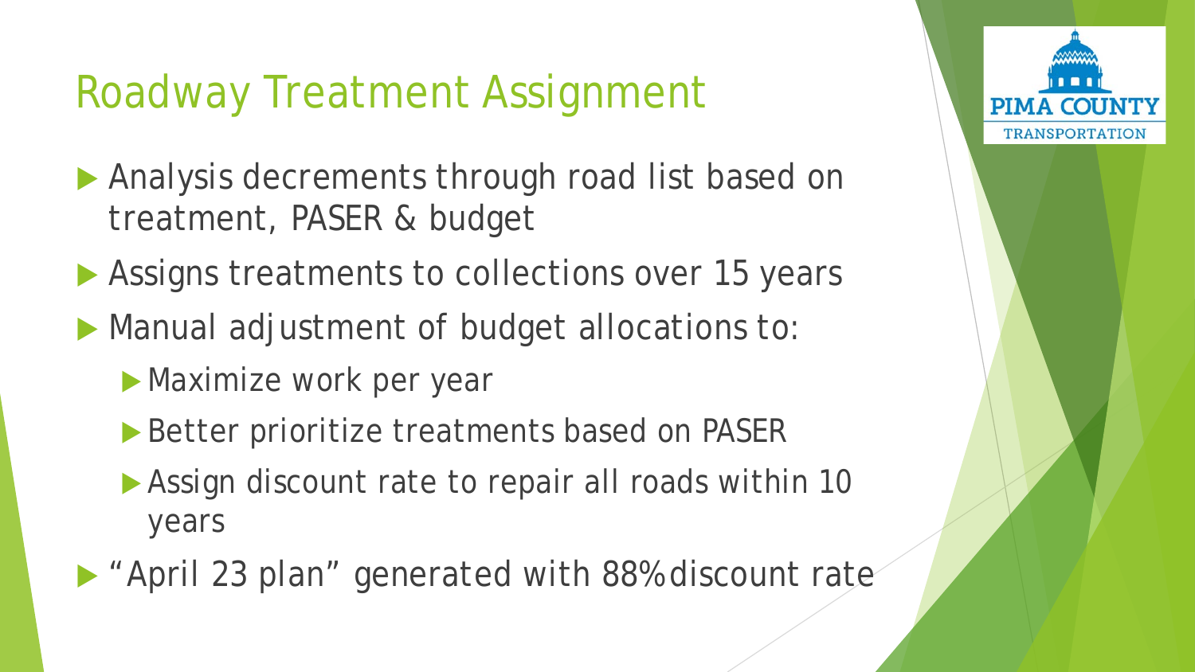# Roadway Treatment Assignment

- Analysis decrements through road list based on treatment, PASER & budget
- Assigns treatments to collections over 15 years
- Manual adjustment of budget allocations to:
  - Maximize work per year
  - Better prioritize treatments based on PASER
  - Assign discount rate to repair all roads within 10 years
- "April 23 plan" generated with 88% discount rate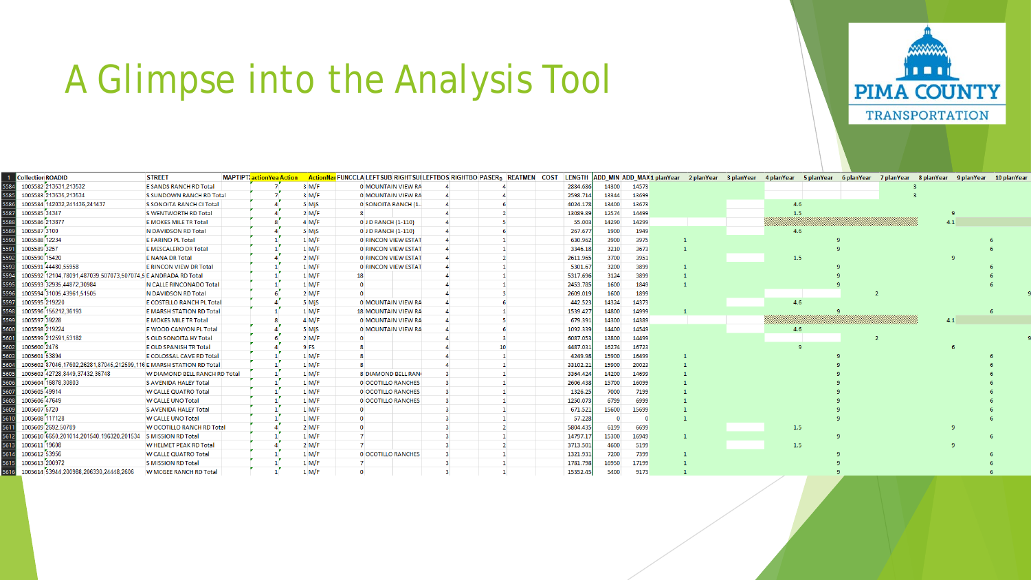# A Glimpse into the Analysis Tool

| 1 | Collection | ROADID | STREET | MAPTIPT | actionYea | Action | ActionNa | FUNCCLA | LEFTSUB | RIGHTSUB | LEFTBOS | RIGHTBO | PASERs | REATMEN | COST | LENGTH | ADD_MIN | ADD_MAX | 1 planYear | 2 planYear | 3 planYear | 4 planYear | 5 planYear | 6 planYear | 7 planYear | 8 planYear | 9 planYear | 10 planYear |
|---|---|---|---|---|---|---|---|---|---|---|---|---|---|---|---|---|---|---|---|---|---|---|---|---|---|---|---|---|
| 5584 | 1005582 | 213531,213532 | E SANDS RANCH RD Total | | 7 | 3 | M/F | 0 | MOUNTAIN VIEW RA | | 4 | 4 | | | | 2884.686 | 14300 | 14573 | | | | | | | 3 | | | |
| 5585 | 1005583 | 213535,213534 | S SUNDOWN RANCH RD Total | | 7 | 3 | M/F | 0 | MOUNTAIN VIEW RA | | 4 | 4 | | | | 2598.714 | 13344 | 13699 | | | | | | | 3 | | | |
| 5586 | 1005584 | 142032,241436,241437 | S SONOITA RANCH CI Total | | 4 | 5 | M/S | 0 | SONOITA RANCH (1- | | 4 | 6 | | | | 4024.178 | 13400 | 13673 | | | | 4.6 | | | | | | |
| 5587 | 1005585 | 34347 | S WENTWORTH RD Total | | 4 | 2 | M/F | 8 | | | 4 | 2 | | | | 13089.89 | 12574 | 14499 | | | | 1.5 | | | | | 9 | |
| 5588 | 1005586 | 213877 | E MOKES MILE TR Total | | 8 | 4 | M/F | 0 | J D RANCH (1-110) | | 4 | 5 | | | | 55.003 | 14290 | 14299 | | | | | | | | | 4.1 | |
| 5589 | 1005587 | 3109 | N DAVIDSON RD Total | | 4 | 5 | M/S | 0 | J D RANCH (1-110) | | 4 | 6 | | | | 267.677 | 1900 | 1949 | | | | 4.6 | | | | | | |
| 5590 | 1005588 | 12234 | E FARINO PL Total | | 1 | 1 | M/F | 0 | RINCON VIEW ESTAT | | 4 | 1 | | | | 630.962 | 3900 | 3975 | 1 | | | | 9 | | | | | 6 |
| 5591 | 1005589 | 3257 | E MESCALERO DR Total | | 1 | 1 | M/F | 0 | RINCON VIEW ESTAT | | 4 | 1 | | | | 3346.18 | 3210 | 3673 | 1 | | | | 9 | | | | | 6 |
| 5592 | 1005590 | 15420 | E NANA DR Total | | 4 | 2 | M/F | 0 | RINCON VIEW ESTAT | | 4 | 2 | | | | 2611.965 | 3700 | 3951 | | | | 1.5 | | | | | 9 | |
| 5593 | 1005591 | 44480,55958 | E RINCON VIEW DR Total | | 1 | 1 | M/F | 0 | RINCON VIEW ESTAT | | 4 | 1 | | | | 5301.67 | 3200 | 3899 | 1 | | | | 9 | | | | | 6 |
| 5594 | 1005592 | 12104,78091,487039,507073,507074,5 | E ANDRADA RD Total | | 1 | 1 | M/F | 18 | | | 4 | 1 | | | | 5317.696 | 3124 | 3899 | 1 | | | | 9 | | | | | 6 |
| 5595 | 1005593 | 32935,44872,30984 | N CALLE RINCONADO Total | | 1 | 1 | M/F | 0 | | | 4 | 1 | | | | 2453.785 | 1600 | 1849 | 1 | | | | 9 | | | | | 6 |
| 5596 | 1005594 | 31006,43961,51505 | N DAVIDSON RD Total | | 6 | 2 | M/F | 0 | | | 4 | 3 | | | | 2609.019 | 1600 | 1899 | | | | | | 2 | | | | 9 |
| 5597 | 1005595 | 219220 | E COSTELLO RANCH PL Total | | 4 | 5 | M/S | 0 | MOUNTAIN VIEW RA | | 4 | 6 | | | | 442.523 | 14324 | 14373 | | | | 4.6 | | | | | | |
| 5598 | 1005596 | 155212,36193 | E MARSH STATION RD Total | | 1 | 1 | M/F | 18 | MOUNTAIN VIEW RA | | 4 | 1 | | | | 1539.427 | 14800 | 14999 | 1 | | | | 9 | | | | | 6 |
| 5599 | 1005597 | 39228 | E MOKES MILE TR Total | | 8 | 4 | M/F | 0 | MOUNTAIN VIEW RA | | 4 | 5 | | | | 679.391 | 14300 | 14389 | | | | | | | | | 4.1 | |
| 5600 | 1005598 | 219224 | E WOOD CANYON PL Total | | 4 | 5 | M/S | 0 | MOUNTAIN VIEW RA | | 4 | 6 | | | | 1092.339 | 14400 | 14549 | | | | 4.6 | | | | | | |
| 5601 | 1005599 | 212591,53182 | S OLD SONOITA HY Total | | 6 | 2 | M/F | 0 | | | 4 | 3 | | | | 6087.053 | 13800 | 14499 | | | | | | 2 | | | | 9 |
| 5602 | 1005600 | 2476 | E OLD SPANISH TR Total | | 4 | 9 | FS | 8 | | | 4 | 10 | | | | 4487.031 | 16274 | 16723 | | | | | 9 | | | | 6 | |
| 5603 | 1005601 | 53894 | E COLOSSAL CAVE RD Total | | 1 | 1 | M/F | 8 | | | 4 | 1 | | | | 4249.98 | 15900 | 16499 | 1 | | | | 9 | | | | | 6 |
| 5604 | 1005602 | 57046,17602,26281,87045,212599,116 | E MARSH STATION RD Total | | 1 | 1 | M/F | 8 | | | 4 | 1 | | | | 33102.21 | 15900 | 20023 | 1 | | | | 9 | | | | | 6 |
| 5605 | 1005603 | 42728,8449,37432,36748 | W DIAMOND BELL RANCH RD Total | | 1 | 1 | M/F | 8 | DIAMOND BELL RAN | | 3 | 1 | | | | 3364.424 | 14200 | 14699 | 1 | | | | 9 | | | | | 6 |
| 5606 | 1005604 | 16878,30803 | S AVENIDA HALEY Total | | 1 | 1 | M/F | 0 | OCOTILLO RANCHES | | 3 | 1 | | | | 2606.438 | 15700 | 16099 | 1 | | | | 9 | | | | | 6 |
| 5607 | 1005605 | 49914 | W CALLE QUATRO Total | | 1 | 1 | M/F | 0 | OCOTILLO RANCHES | | 3 | 1 | | | | 1326.25 | 7000 | 7199 | 1 | | | | 9 | | | | | 6 |
| 5608 | 1005606 | 47649 | W CALLE UNO Total | | 1 | 1 | M/F | 0 | OCOTILLO RANCHES | | 3 | 1 | | | | 1250.073 | 6799 | 6999 | 1 | | | | 9 | | | | | 6 |
| 5609 | 1005607 | 5720 | S AVENIDA HALEY Total | | 1 | 1 | M/F | 0 | | | 3 | 1 | | | | 671.521 | 15600 | 15699 | 1 | | | | 9 | | | | | 6 |
| 5610 | 1005608 | 117128 | W CALLE UNO Total | | 1 | 1 | M/F | 0 | | | 3 | 1 | | | | 57.228 | 0 | 0 | 1 | | | | 9 | | | | | 6 |
| 5611 | 1005609 | 2692,50789 | W OCOTILLO RANCH RD Total | | 4 | 2 | M/F | 0 | | | 3 | 2 | | | | 5804.435 | 6199 | 6699 | | | | 1.5 | | | | | 9 | |
| 5612 | 1005610 | 6650,201014,201540,196320,201534 | S MISSION RD Total | | 1 | 1 | M/F | 7 | | | 3 | 1 | | | | 14757.17 | 15300 | 16949 | 1 | | | | 9 | | | | | 6 |
| 5613 | 1005611 | 19608 | W HELMET PEAK RD Total | | 4 | 2 | M/F | 7 | | | 3 | 2 | | | | 3713.501 | 4600 | 5199 | | | | 1.5 | | | | | 9 | |
| 5614 | 1005612 | 53956 | W CALLE QUATRO Total | | 1 | 1 | M/F | 0 | OCOTILLO RANCHES | | 3 | 1 | | | | 1321.931 | 7200 | 7399 | 1 | | | | 9 | | | | | 6 |
| 5615 | 1005613 | 200972 | S MISSION RD Total | | 1 | 1 | M/F | 7 | | | 3 | 1 | | | | 1781.798 | 16950 | 17199 | 1 | | | | 9 | | | | | 6 |
| 5616 | 1005614 | 53944,200988,206330,24448,2606 | W MCGEE RANCH RD Total | | 1 | 1 | M/F | 0 | | | 3 | 1 | | | | 15352.45 | 5400 | 9173 | 1 | | | | 9 | | | | | 6 |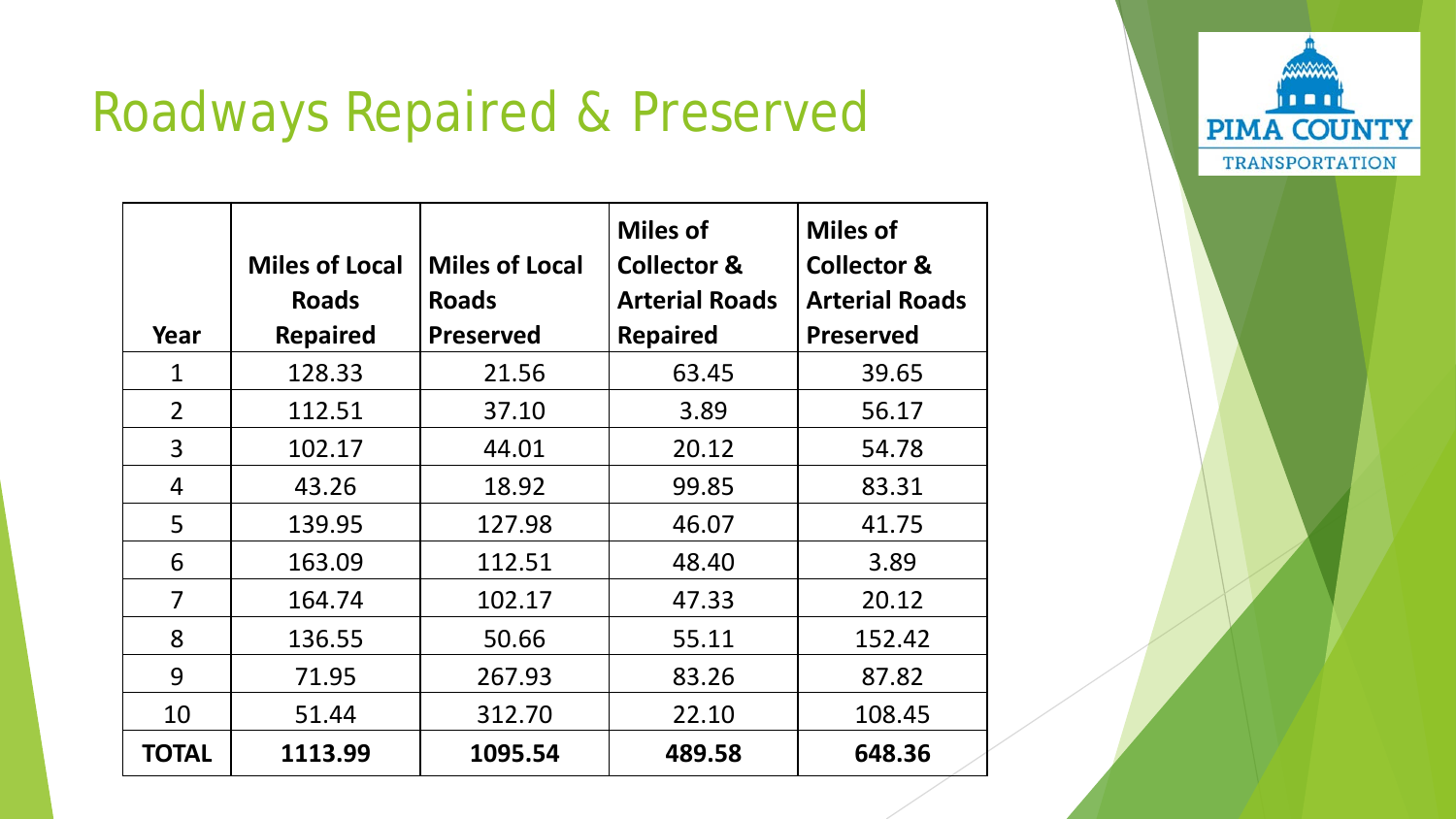# Roadways Repaired & Preserved

| Year | Miles of Local Roads Repaired | Miles of Local Roads Preserved | Miles of Collector & Arterial Roads Repaired | Miles of Collector & Arterial Roads Preserved |
|---|---|---|---|---|
| 1 | 128.33 | 21.56 | 63.45 | 39.65 |
| 2 | 112.51 | 37.10 | 3.89 | 56.17 |
| 3 | 102.17 | 44.01 | 20.12 | 54.78 |
| 4 | 43.26 | 18.92 | 99.85 | 83.31 |
| 5 | 139.95 | 127.98 | 46.07 | 41.75 |
| 6 | 163.09 | 112.51 | 48.40 | 3.89 |
| 7 | 164.74 | 102.17 | 47.33 | 20.12 |
| 8 | 136.55 | 50.66 | 55.11 | 152.42 |
| 9 | 71.95 | 267.93 | 83.26 | 87.82 |
| 10 | 51.44 | 312.70 | 22.10 | 108.45 |
| **TOTAL** | **1113.99** | **1095.54** | **489.58** | **648.36** |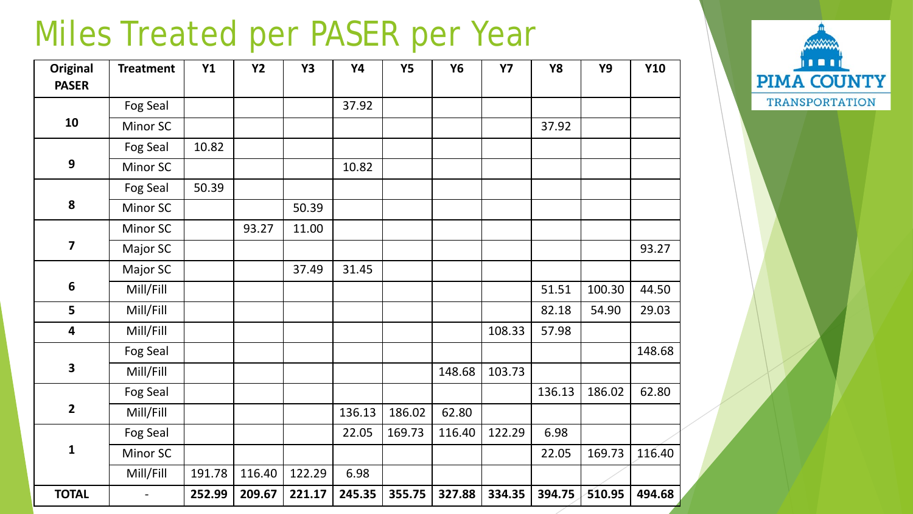# Miles Treated per PASER per Year

| Original PASER | Treatment | Y1 | Y2 | Y3 | Y4 | Y5 | Y6 | Y7 | Y8 | Y9 | Y10 |
|---|---|---|---|---|---|---|---|---|---|---|---|
| 10 | Fog Seal | | | | 37.92 | | | | | | |
| | Minor SC | | | | | | | | 37.92 | | |
| 9 | Fog Seal | 10.82 | | | | | | | | | |
| | Minor SC | | | | 10.82 | | | | | | |
| 8 | Fog Seal | 50.39 | | | | | | | | | |
| | Minor SC | | | 50.39 | | | | | | | |
| 7 | Minor SC | | 93.27 | 11.00 | | | | | | | |
| | Major SC | | | | | | | | | | 93.27 |
| 6 | Major SC | | | 37.49 | 31.45 | | | | | | |
| | Mill/Fill | | | | | | | | 51.51 | 100.30 | 44.50 |
| 5 | Mill/Fill | | | | | | | | 82.18 | 54.90 | 29.03 |
| 4 | Mill/Fill | | | | | | | 108.33 | 57.98 | | |
| 3 | Fog Seal | | | | | | | | | | 148.68 |
| | Mill/Fill | | | | | | 148.68 | 103.73 | | | |
| 2 | Fog Seal | | | | | | | | 136.13 | 186.02 | 62.80 |
| | Mill/Fill | | | | 136.13 | 186.02 | 62.80 | | | | |
| 1 | Fog Seal | | | | 22.05 | 169.73 | 116.40 | 122.29 | 6.98 | | |
| | Minor SC | | | | | | | | 22.05 | 169.73 | 116.40 |
| | Mill/Fill | 191.78 | 116.40 | 122.29 | 6.98 | | | | | | |
| **TOTAL** | - | **252.99** | **209.67** | **221.17** | **245.35** | **355.75** | **327.88** | **334.35** | **394.75** | **510.95** | **494.68** |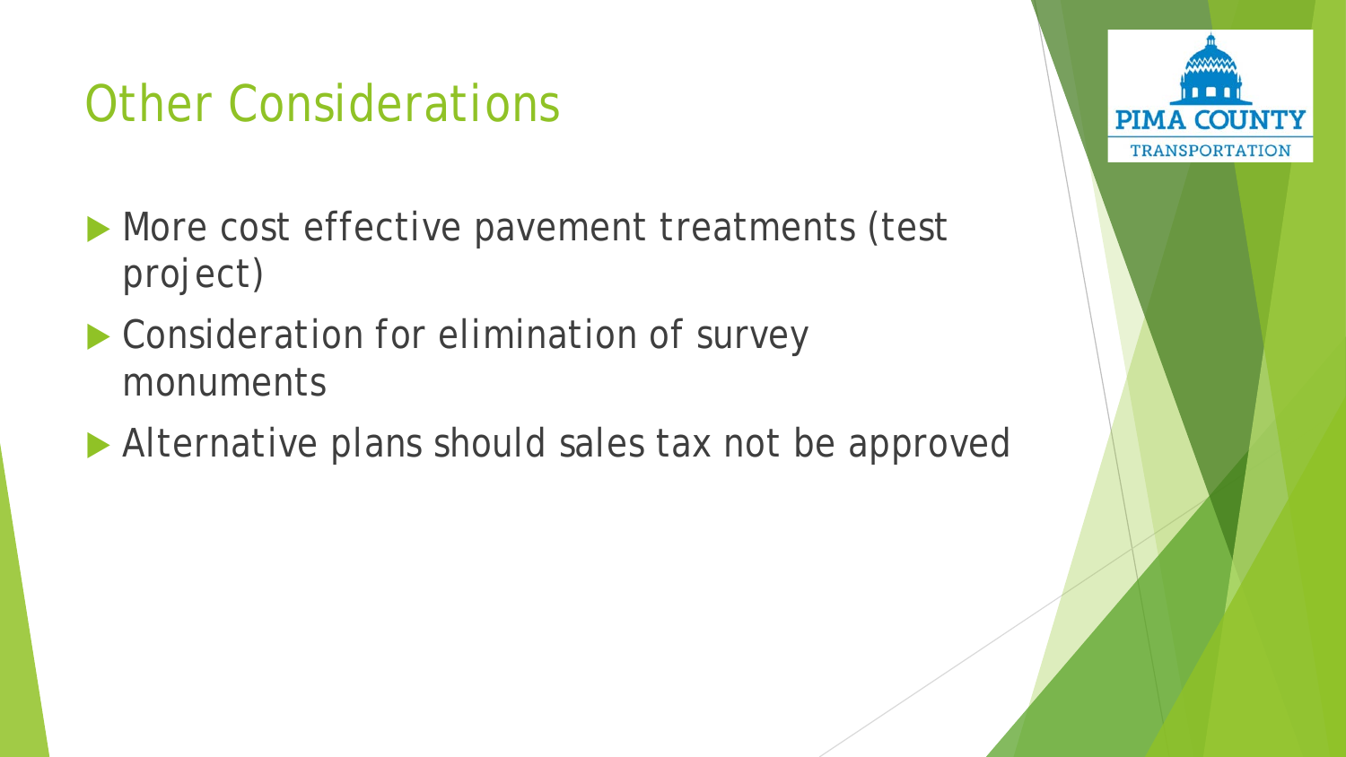# Other Considerations

- More cost effective pavement treatments (test project)
- Consideration for elimination of survey monuments
- Alternative plans should sales tax not be approved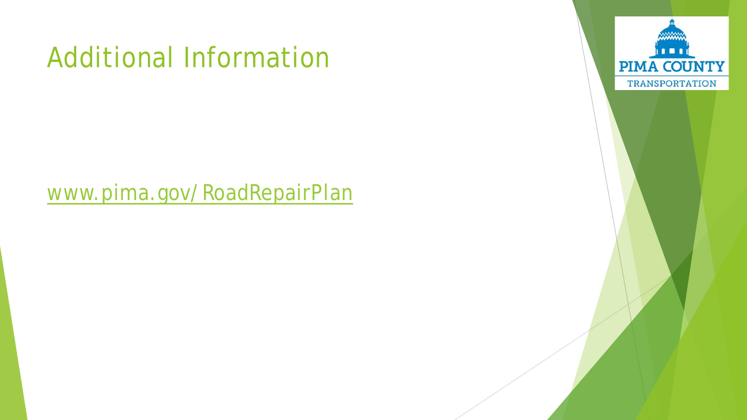# Additional Information

www.pima.gov/ RoadRepairPlan